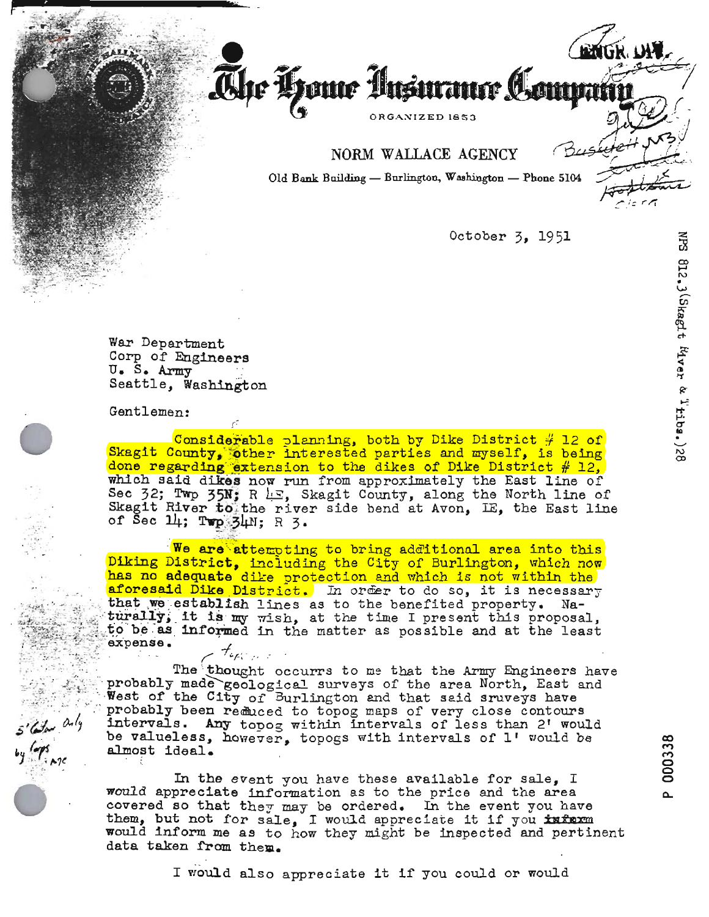# The Home Insurance Company

ORGANIZED 1853

NORM WALLACE AGENCY

Old Bank Building — Burlington, Washington — Phone 5104

October 3, 1951

War Department
Corp of Engineers
U. S. Army
Seattle, Washington

Gentlemen:

Considerable planning, both by Dike District # 12 of Skagit County, other interested parties and myself, is being done regarding extension to the dikes of Dike District # 12, which said dikes now run from approximately the East line of Sec 32; Twp 35N; R 4E, Skagit County, along the North line of Skagit River to the river side bend at Avon, IE, the East line of Sec 14; Twp 34N; R 3.

We are attempting to bring additional area into this Diking District, including the City of Burlington, which now has no adequate dike protection and which is not within the aforesaid Dike District. In order to do so, it is necessary that we establish lines as to the benefited property. Naturally, it is my wish, at the time I present this proposal, to be as informed in the matter as possible and at the least expense.

The thought occurrs to me that the Army Engineers have probably made geological surveys of the area North, East and West of the City of Burlington and that said sruveys have probably been reduced to topog maps of very close contours intervals. Any topog within intervals of less than 2' would be valueless, however, topogs with intervals of 1' would be almost ideal.

In the event you have these available for sale, I would appreciate information as to the price and the area covered so that they may be ordered. In the event you have them, but not for sale, I would appreciate it if you ~~inform~~ would inform me as to how they might be inspected and pertinent data taken from them.

I would also appreciate it if you could or would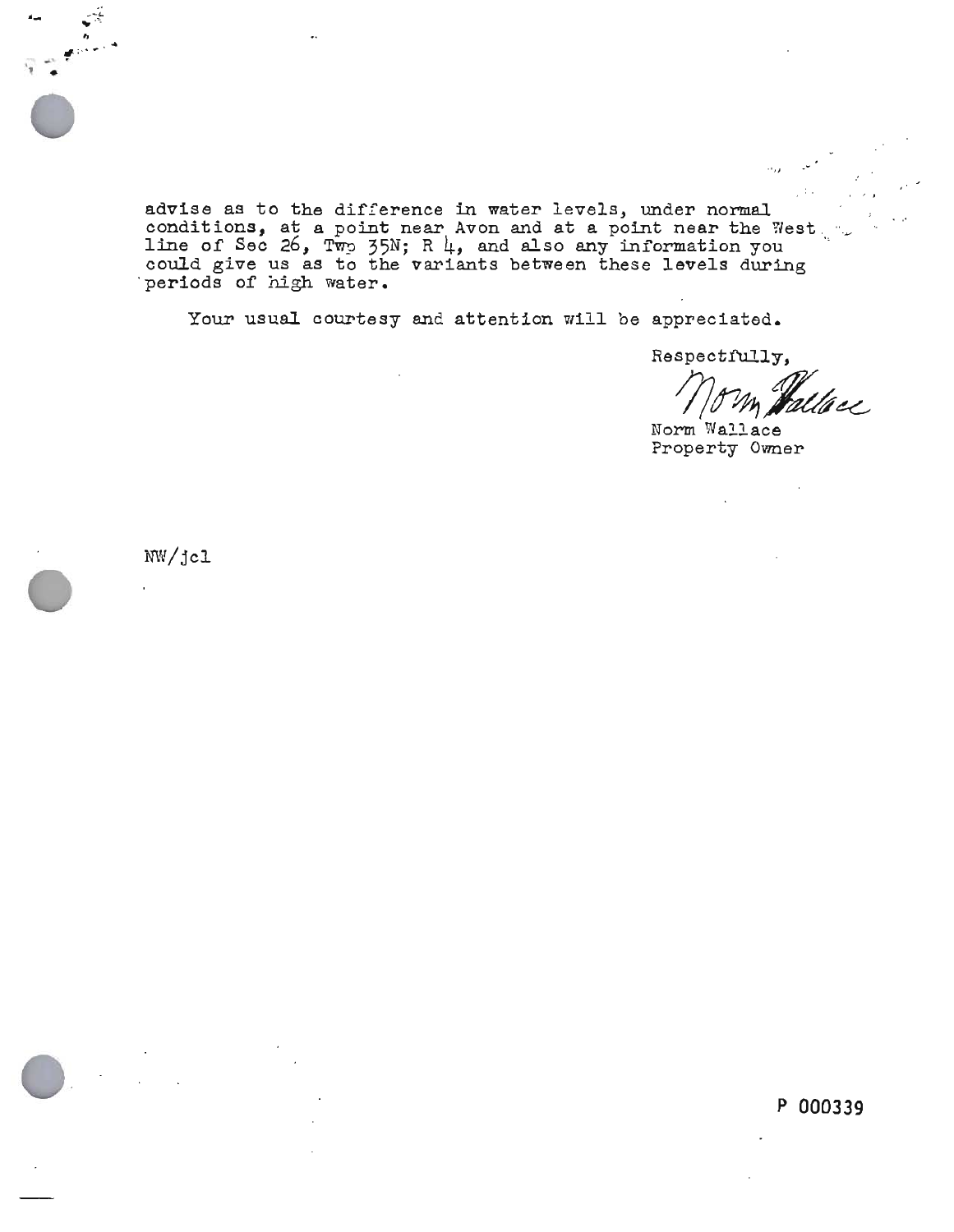advise as to the difference in water levels, under normal conditions, at a point near Avon and at a point near the West line of Sec 26, Twp 35N; R 4, and also any information you could give us as to the variants between these levels during periods of high water.

Your usual courtesy and attention will be appreciated.

Respectfully,

Norm Wallace

Norm Wallace
Property Owner

NW/jcl

P 000339